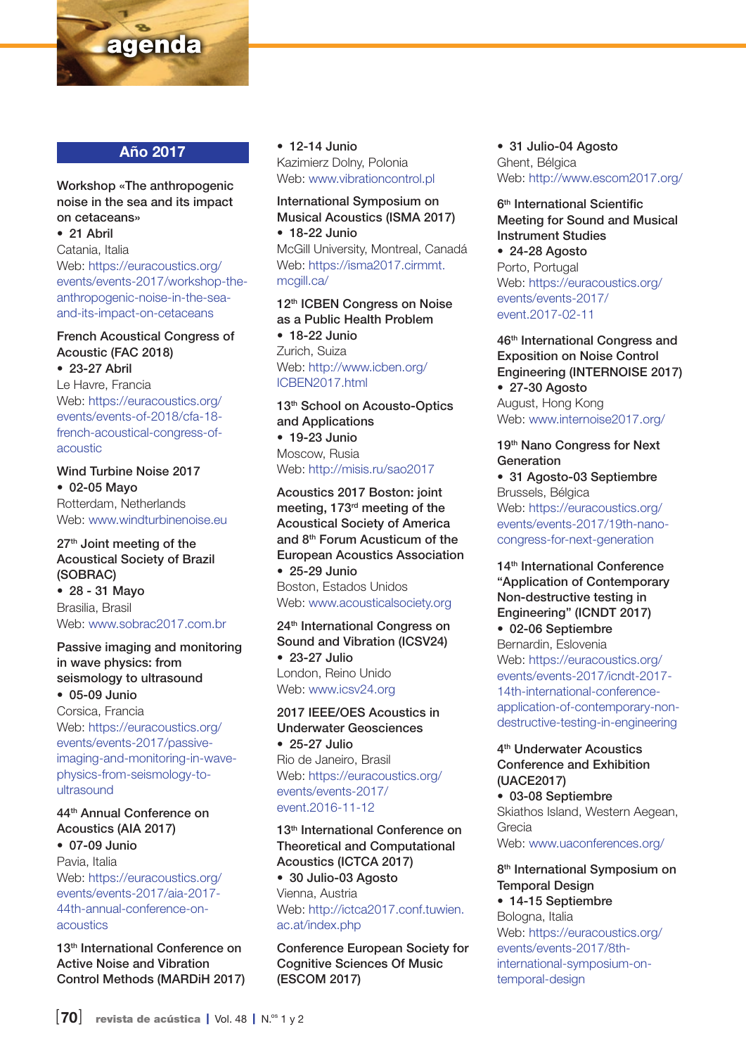# agenda

## Año 2017

**Workshop «The anthropogenic noise in the sea and its impact on cetaceans»**
- 21 Abril

Catania, Italia
Web: https://euracoustics.org/events/events-2017/workshop-the-anthropogenic-noise-in-the-sea-and-its-impact-on-cetaceans

**French Acoustical Congress of Acoustic (FAC 2018)**
- 23-27 Abril

Le Havre, Francia
Web: https://euracoustics.org/events/events-of-2018/cfa-18-french-acoustical-congress-of-acoustic

**Wind Turbine Noise 2017**
- 02-05 Mayo

Rotterdam, Netherlands
Web: www.windturbinenoise.eu

**27th Joint meeting of the Acoustical Society of Brazil (SOBRAC)**
- 28 - 31 Mayo

Brasilia, Brasil
Web: www.sobrac2017.com.br

**Passive imaging and monitoring in wave physics: from seismology to ultrasound**
- 05-09 Junio

Corsica, Francia
Web: https://euracoustics.org/events/events-2017/passive-imaging-and-monitoring-in-wave-physics-from-seismology-to-ultrasound

**44th Annual Conference on Acoustics (AIA 2017)**
- 07-09 Junio

Pavia, Italia
Web: https://euracoustics.org/events/events-2017/aia-2017-44th-annual-conference-on-acoustics

**13th International Conference on Active Noise and Vibration Control Methods (MARDiH 2017)**
- 12-14 Junio

Kazimierz Dolny, Polonia
Web: www.vibrationcontrol.pl

**International Symposium on Musical Acoustics (ISMA 2017)**
- 18-22 Junio

McGill University, Montreal, Canadá
Web: https://isma2017.cirmmt.mcgill.ca/

**12th ICBEN Congress on Noise as a Public Health Problem**
- 18-22 Junio

Zurich, Suiza
Web: http://www.icben.org/ICBEN2017.html

**13th School on Acousto-Optics and Applications**
- 19-23 Junio

Moscow, Rusia
Web: http://misis.ru/sao2017

**Acoustics 2017 Boston: joint meeting, 173rd meeting of the Acoustical Society of America and 8th Forum Acusticum of the European Acoustics Association**
- 25-29 Junio

Boston, Estados Unidos
Web: www.acousticalsociety.org

**24th International Congress on Sound and Vibration (ICSV24)**
- 23-27 Julio

London, Reino Unido
Web: www.icsv24.org

**2017 IEEE/OES Acoustics in Underwater Geosciences**
- 25-27 Julio

Rio de Janeiro, Brasil
Web: https://euracoustics.org/events/events-2017/event.2016-11-12

**13th International Conference on Theoretical and Computational Acoustics (ICTCA 2017)**
- 30 Julio-03 Agosto

Vienna, Austria
Web: http://ictca2017.conf.tuwien.ac.at/index.php

**Conference European Society for Cognitive Sciences Of Music (ESCOM 2017)**
- 31 Julio-04 Agosto

Ghent, Bélgica
Web: http://www.escom2017.org/

**6th International Scientific Meeting for Sound and Musical Instrument Studies**
- 24-28 Agosto

Porto, Portugal
Web: https://euracoustics.org/events/events-2017/event.2017-02-11

**46th International Congress and Exposition on Noise Control Engineering (INTERNOISE 2017)**
- 27-30 Agosto

August, Hong Kong
Web: www.internoise2017.org/

**19th Nano Congress for Next Generation**
- 31 Agosto-03 Septiembre

Brussels, Bélgica
Web: https://euracoustics.org/events/events-2017/19th-nano-congress-for-next-generation

**14th International Conference "Application of Contemporary Non-destructive testing in Engineering" (ICNDT 2017)**
- 02-06 Septiembre

Bernardin, Eslovenia
Web: https://euracoustics.org/events/events-2017/icndt-2017-14th-international-conference-application-of-contemporary-non-destructive-testing-in-engineering

**4th Underwater Acoustics Conference and Exhibition (UACE2017)**
- 03-08 Septiembre

Skiathos Island, Western Aegean, Grecia
Web: www.uaconferences.org/

**8th International Symposium on Temporal Design**
- 14-15 Septiembre

Bologna, Italia
Web: https://euracoustics.org/events/events-2017/8th-international-symposium-on-temporal-design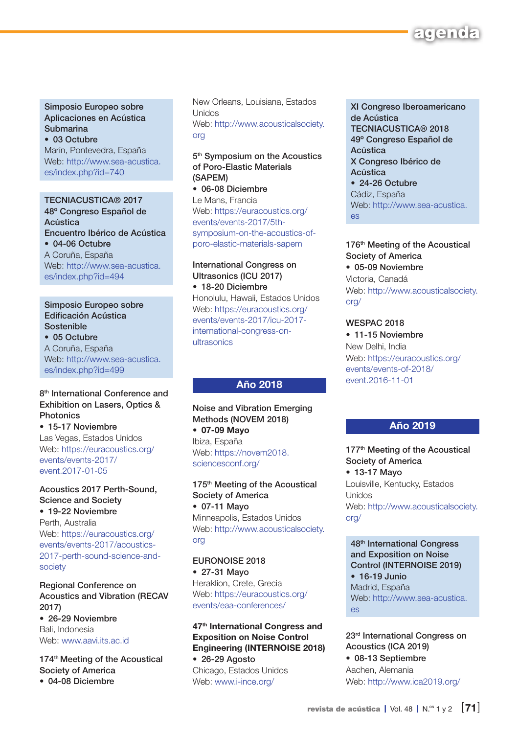**Simposio Europeo sobre Aplicaciones en Acústica Submarina**

- 03 Octubre

Marín, Pontevedra, España
Web: http://www.sea-acustica.es/index.php?id=740

**TECNIACUSTICA® 2017**
**48º Congreso Español de Acústica**
**Encuentro Ibérico de Acústica**

- 04-06 Octubre

A Coruña, España
Web: http://www.sea-acustica.es/index.php?id=494

**Simposio Europeo sobre Edificación Acústica Sostenible**

- 05 Octubre

A Coruña, España
Web: http://www.sea-acustica.es/index.php?id=499

**8th International Conference and Exhibition on Lasers, Optics & Photonics**

- 15-17 Noviembre

Las Vegas, Estados Unidos
Web: https://euracoustics.org/events/events-2017/event.2017-01-05

**Acoustics 2017 Perth-Sound, Science and Society**

- 19-22 Noviembre

Perth, Australia
Web: https://euracoustics.org/events/events-2017/acoustics-2017-perth-sound-science-and-society

**Regional Conference on Acoustics and Vibration (RECAV 2017)**

- 26-29 Noviembre

Bali, Indonesia
Web: www.aavi.its.ac.id

**174th Meeting of the Acoustical Society of America**

- 04-08 Diciembre

New Orleans, Louisiana, Estados Unidos
Web: http://www.acousticalsociety.org

**5th Symposium on the Acoustics of Poro-Elastic Materials (SAPEM)**

- 06-08 Diciembre

Le Mans, Francia
Web: https://euracoustics.org/events/events-2017/5th-symposium-on-the-acoustics-of-poro-elastic-materials-sapem

**International Congress on Ultrasonics (ICU 2017)**

- 18-20 Diciembre

Honolulu, Hawaii, Estados Unidos
Web: https://euracoustics.org/events/events-2017/icu-2017-international-congress-on-ultrasonics

## Año 2018

**Noise and Vibration Emerging Methods (NOVEM 2018)**

- 07-09 Mayo

Ibiza, España
Web: https://novem2018.sciencesconf.org/

**175th Meeting of the Acoustical Society of America**

- 07-11 Mayo

Minneapolis, Estados Unidos
Web: http://www.acousticalsociety.org

**EURONOISE 2018**

- 27-31 Mayo

Heraklion, Crete, Grecia
Web: https://euracoustics.org/events/eaa-conferences/

**47th International Congress and Exposition on Noise Control Engineering (INTERNOISE 2018)**

- 26-29 Agosto

Chicago, Estados Unidos
Web: www.i-ince.org/

**XI Congreso Iberoamericano de Acústica**
**TECNIACUSTICA® 2018**
**49º Congreso Español de Acústica**
**X Congreso Ibérico de Acústica**

- 24-26 Octubre

Cádiz, España
Web: http://www.sea-acustica.es

**176th Meeting of the Acoustical Society of America**

- 05-09 Noviembre

Victoria, Canadá
Web: http://www.acousticalsociety.org/

**WESPAC 2018**

- 11-15 Noviembre

New Delhi, India
Web: https://euracoustics.org/events/events-of-2018/event.2016-11-01

## Año 2019

**177th Meeting of the Acoustical Society of America**

- 13-17 Mayo

Louisville, Kentucky, Estados Unidos
Web: http://www.acousticalsociety.org/

**48th International Congress and Exposition on Noise Control (INTERNOISE 2019)**

- 16-19 Junio

Madrid, España
Web: http://www.sea-acustica.es

**23rd International Congress on Acoustics (ICA 2019)**

- 08-13 Septiembre

Aachen, Alemania
Web: http://www.ica2019.org/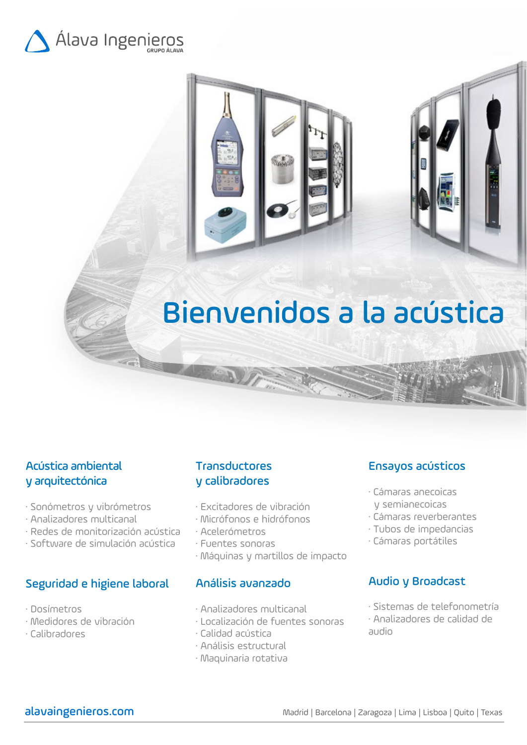Álava Ingenieros
GRUPO ÁLAVA

# Bienvenidos a la acústica

### Acústica ambiental y arquitectónica

- Sonómetros y vibrómetros
- Analizadores multicanal
- Redes de monitorización acústica
- Software de simulación acústica

### Transductores y calibradores

- Excitadores de vibración
- Micrófonos e hidrófonos
- Acelerómetros
- Fuentes sonoras
- Máquinas y martillos de impacto

### Ensayos acústicos

- Cámaras anecoicas y semianecoicas
- Cámaras reverberantes
- Tubos de impedancias
- Cámaras portátiles

### Seguridad e higiene laboral

- Dosímetros
- Medidores de vibración
- Calibradores

### Análisis avanzado

- Analizadores multicanal
- Localización de fuentes sonoras
- Calidad acústica
- Análisis estructural
- Maquinaria rotativa

### Audio y Broadcast

- Sistemas de telefonometría
- Analizadores de calidad de audio

alavaingenieros.com

Madrid | Barcelona | Zaragoza | Lima | Lisboa | Quito | Texas